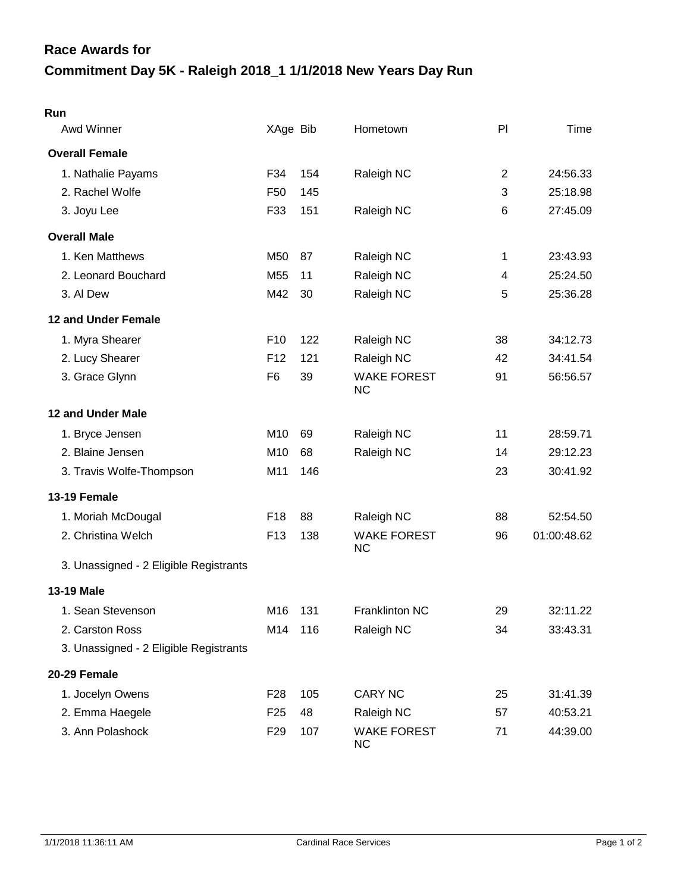# Race Awards for

# Commitment Day 5K - Raleigh 2018_1 1/1/2018 New Years Day Run

**Run**

| Awd Winner | XAge | Bib | Hometown | Pl | Time |
|---|---|---|---|---|---|
| **Overall Female** | | | | | |
| 1. Nathalie Payams | F34 | 154 | Raleigh NC | 2 | 24:56.33 |
| 2. Rachel Wolfe | F50 | 145 | | 3 | 25:18.98 |
| 3. Joyu Lee | F33 | 151 | Raleigh NC | 6 | 27:45.09 |
| **Overall Male** | | | | | |
| 1. Ken Matthews | M50 | 87 | Raleigh NC | 1 | 23:43.93 |
| 2. Leonard Bouchard | M55 | 11 | Raleigh NC | 4 | 25:24.50 |
| 3. Al Dew | M42 | 30 | Raleigh NC | 5 | 25:36.28 |
| **12 and Under Female** | | | | | |
| 1. Myra Shearer | F10 | 122 | Raleigh NC | 38 | 34:12.73 |
| 2. Lucy Shearer | F12 | 121 | Raleigh NC | 42 | 34:41.54 |
| 3. Grace Glynn | F6 | 39 | WAKE FOREST NC | 91 | 56:56.57 |
| **12 and Under Male** | | | | | |
| 1. Bryce Jensen | M10 | 69 | Raleigh NC | 11 | 28:59.71 |
| 2. Blaine Jensen | M10 | 68 | Raleigh NC | 14 | 29:12.23 |
| 3. Travis Wolfe-Thompson | M11 | 146 | | 23 | 30:41.92 |
| **13-19 Female** | | | | | |
| 1. Moriah McDougal | F18 | 88 | Raleigh NC | 88 | 52:54.50 |
| 2. Christina Welch | F13 | 138 | WAKE FOREST NC | 96 | 01:00:48.62 |
| 3. Unassigned - 2 Eligible Registrants | | | | | |
| **13-19 Male** | | | | | |
| 1. Sean Stevenson | M16 | 131 | Franklinton NC | 29 | 32:11.22 |
| 2. Carston Ross | M14 | 116 | Raleigh NC | 34 | 33:43.31 |
| 3. Unassigned - 2 Eligible Registrants | | | | | |
| **20-29 Female** | | | | | |
| 1. Jocelyn Owens | F28 | 105 | CARY NC | 25 | 31:41.39 |
| 2. Emma Haegele | F25 | 48 | Raleigh NC | 57 | 40:53.21 |
| 3. Ann Polashock | F29 | 107 | WAKE FOREST NC | 71 | 44:39.00 |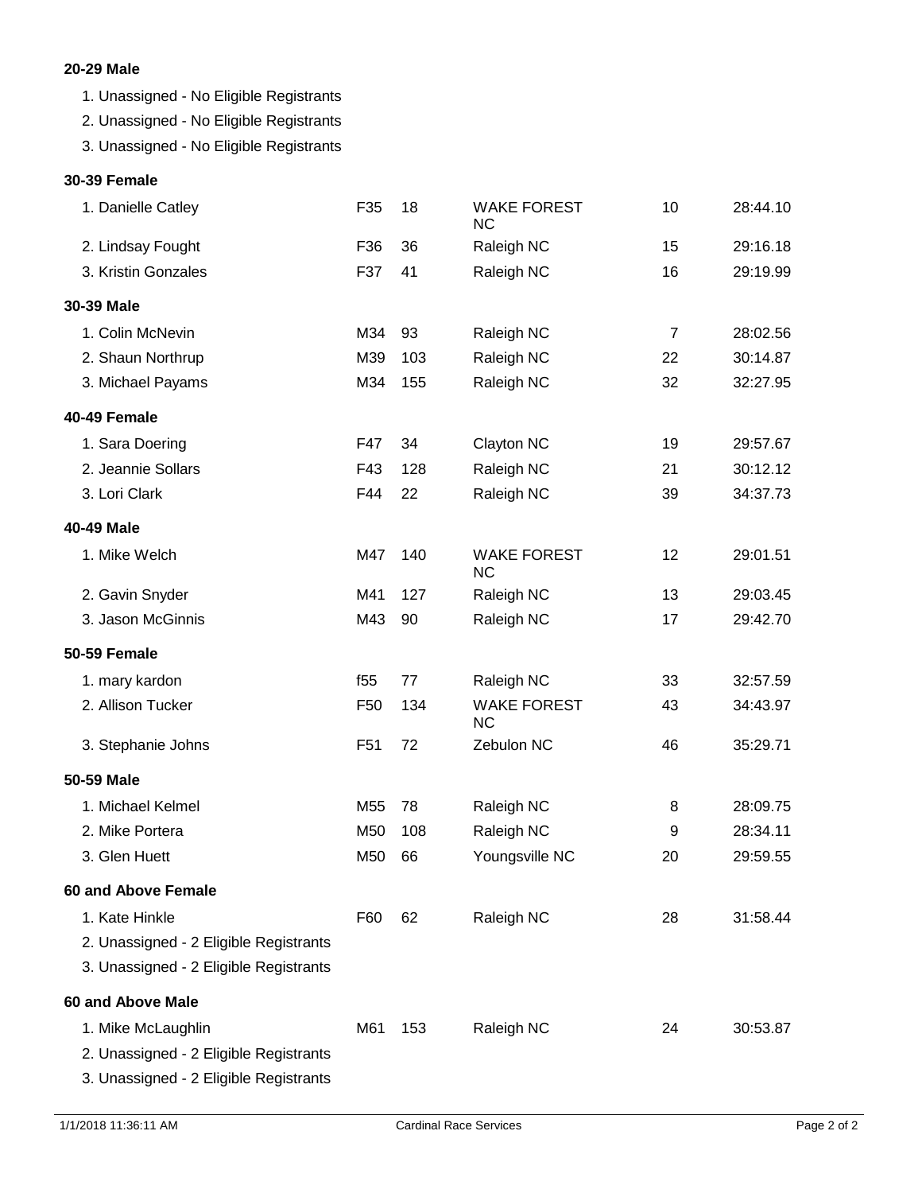**20-29 Male**

1. Unassigned - No Eligible Registrants
2. Unassigned - No Eligible Registrants
3. Unassigned - No Eligible Registrants

**30-39 Female**

| | | | | | |
|---|---|---|---|---|---|
| 1. Danielle Catley | F35 | 18 | WAKE FOREST NC | 10 | 28:44.10 |
| 2. Lindsay Fought | F36 | 36 | Raleigh NC | 15 | 29:16.18 |
| 3. Kristin Gonzales | F37 | 41 | Raleigh NC | 16 | 29:19.99 |

**30-39 Male**

| | | | | | |
|---|---|---|---|---|---|
| 1. Colin McNevin | M34 | 93 | Raleigh NC | 7 | 28:02.56 |
| 2. Shaun Northrup | M39 | 103 | Raleigh NC | 22 | 30:14.87 |
| 3. Michael Payams | M34 | 155 | Raleigh NC | 32 | 32:27.95 |

**40-49 Female**

| | | | | | |
|---|---|---|---|---|---|
| 1. Sara Doering | F47 | 34 | Clayton NC | 19 | 29:57.67 |
| 2. Jeannie Sollars | F43 | 128 | Raleigh NC | 21 | 30:12.12 |
| 3. Lori Clark | F44 | 22 | Raleigh NC | 39 | 34:37.73 |

**40-49 Male**

| | | | | | |
|---|---|---|---|---|---|
| 1. Mike Welch | M47 | 140 | WAKE FOREST NC | 12 | 29:01.51 |
| 2. Gavin Snyder | M41 | 127 | Raleigh NC | 13 | 29:03.45 |
| 3. Jason McGinnis | M43 | 90 | Raleigh NC | 17 | 29:42.70 |

**50-59 Female**

| | | | | | |
|---|---|---|---|---|---|
| 1. mary kardon | f55 | 77 | Raleigh NC | 33 | 32:57.59 |
| 2. Allison Tucker | F50 | 134 | WAKE FOREST NC | 43 | 34:43.97 |
| 3. Stephanie Johns | F51 | 72 | Zebulon NC | 46 | 35:29.71 |

**50-59 Male**

| | | | | | |
|---|---|---|---|---|---|
| 1. Michael Kelmel | M55 | 78 | Raleigh NC | 8 | 28:09.75 |
| 2. Mike Portera | M50 | 108 | Raleigh NC | 9 | 28:34.11 |
| 3. Glen Huett | M50 | 66 | Youngsville NC | 20 | 29:59.55 |

**60 and Above Female**

| | | | | | |
|---|---|---|---|---|---|
| 1. Kate Hinkle | F60 | 62 | Raleigh NC | 28 | 31:58.44 |

2. Unassigned - 2 Eligible Registrants
3. Unassigned - 2 Eligible Registrants

**60 and Above Male**

| | | | | | |
|---|---|---|---|---|---|
| 1. Mike McLaughlin | M61 | 153 | Raleigh NC | 24 | 30:53.87 |

2. Unassigned - 2 Eligible Registrants
3. Unassigned - 2 Eligible Registrants